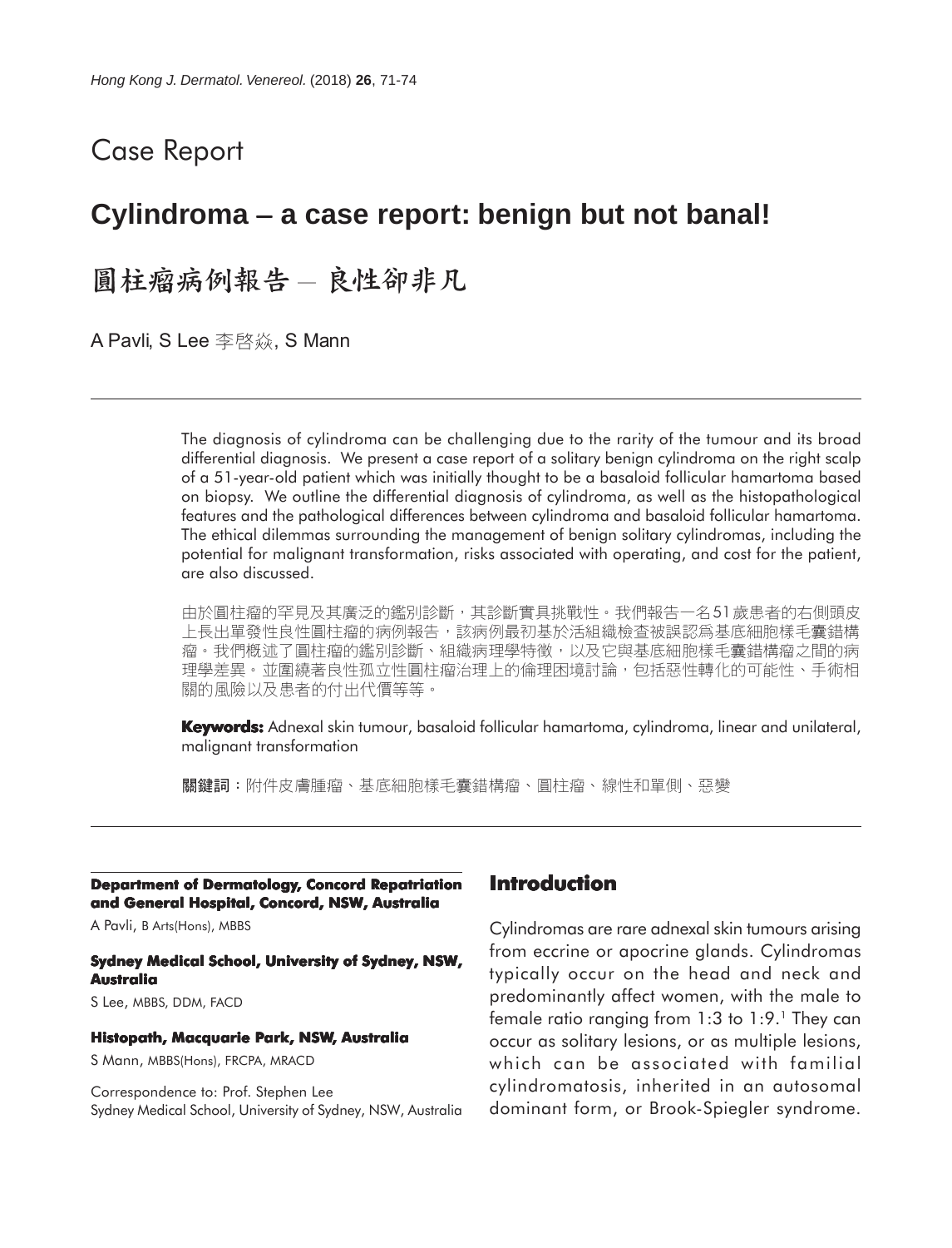Case Report

# Cylindroma – a case report: benign but not banal!

# 圓柱瘤病例報告 – 良性卻非凡

A Pavli, S Lee 李啓焱, S Mann

The diagnosis of cylindroma can be challenging due to the rarity of the tumour and its broad differential diagnosis. We present a case report of a solitary benign cylindroma on the right scalp of a 51-year-old patient which was initially thought to be a basaloid follicular hamartoma based on biopsy. We outline the differential diagnosis of cylindroma, as well as the histopathological features and the pathological differences between cylindroma and basaloid follicular hamartoma. The ethical dilemmas surrounding the management of benign solitary cylindromas, including the potential for malignant transformation, risks associated with operating, and cost for the patient, are also discussed.

由於圓柱瘤的罕見及其廣泛的鑑別診斷，其診斷實具挑戰性。我們報告一名51歲患者的右側頭皮上長出單發性良性圓柱瘤的病例報告，該病例最初基於活組織檢查被誤認爲基底細胞樣毛囊錯構瘤。我們概述了圓柱瘤的鑑別診斷、組織病理學特徵，以及它與基底細胞樣毛囊錯構瘤之間的病理學差異。並圍繞著良性孤立性圓柱瘤治理上的倫理困境討論，包括惡性轉化的可能性、手術相關的風險以及患者的付出代價等等。

**Keywords:** Adnexal skin tumour, basaloid follicular hamartoma, cylindroma, linear and unilateral, malignant transformation

**關鍵詞**：附件皮膚腫瘤、基底細胞樣毛囊錯構瘤、圓柱瘤、線性和單側、惡變

**Department of Dermatology, Concord Repatriation and General Hospital, Concord, NSW, Australia**

A Pavli, B Arts(Hons), MBBS

**Sydney Medical School, University of Sydney, NSW, Australia**

S Lee, MBBS, DDM, FACD

**Histopath, Macquarie Park, NSW, Australia**

S Mann, MBBS(Hons), FRCPA, MRACD

Correspondence to: Prof. Stephen Lee
Sydney Medical School, University of Sydney, NSW, Australia

## Introduction

Cylindromas are rare adnexal skin tumours arising from eccrine or apocrine glands. Cylindromas typically occur on the head and neck and predominantly affect women, with the male to female ratio ranging from 1:3 to 1:9.[1] They can occur as solitary lesions, or as multiple lesions, which can be associated with familial cylindromatosis, inherited in an autosomal dominant form, or Brook-Spiegler syndrome.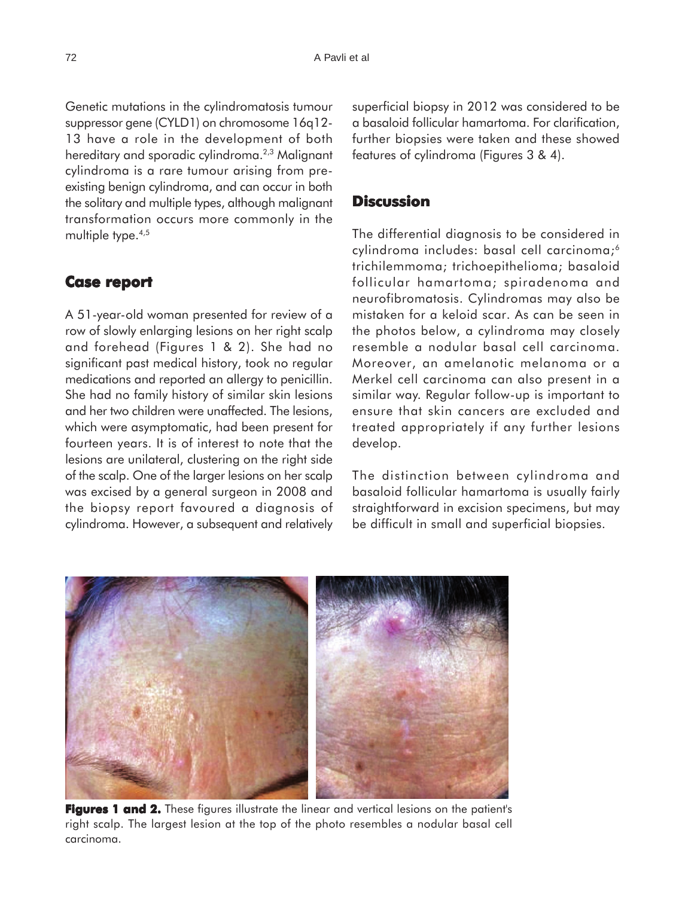Genetic mutations in the cylindromatosis tumour suppressor gene (CYLD1) on chromosome 16q12-13 have a role in the development of both hereditary and sporadic cylindroma.[2,3] Malignant cylindroma is a rare tumour arising from pre-existing benign cylindroma, and can occur in both the solitary and multiple types, although malignant transformation occurs more commonly in the multiple type.[4,5]

## Case report

A 51-year-old woman presented for review of a row of slowly enlarging lesions on her right scalp and forehead (Figures 1 & 2). She had no significant past medical history, took no regular medications and reported an allergy to penicillin. She had no family history of similar skin lesions and her two children were unaffected. The lesions, which were asymptomatic, had been present for fourteen years. It is of interest to note that the lesions are unilateral, clustering on the right side of the scalp. One of the larger lesions on her scalp was excised by a general surgeon in 2008 and the biopsy report favoured a diagnosis of cylindroma. However, a subsequent and relatively superficial biopsy in 2012 was considered to be a basaloid follicular hamartoma. For clarification, further biopsies were taken and these showed features of cylindroma (Figures 3 & 4).

## Discussion

The differential diagnosis to be considered in cylindroma includes: basal cell carcinoma;[6] trichilemmoma; trichoepithelioma; basaloid follicular hamartoma; spiradenoma and neurofibromatosis. Cylindromas may also be mistaken for a keloid scar. As can be seen in the photos below, a cylindroma may closely resemble a nodular basal cell carcinoma. Moreover, an amelanotic melanoma or a Merkel cell carcinoma can also present in a similar way. Regular follow-up is important to ensure that skin cancers are excluded and treated appropriately if any further lesions develop.

The distinction between cylindroma and basaloid follicular hamartoma is usually fairly straightforward in excision specimens, but may be difficult in small and superficial biopsies.

**Figures 1 and 2.** These figures illustrate the linear and vertical lesions on the patient's right scalp. The largest lesion at the top of the photo resembles a nodular basal cell carcinoma.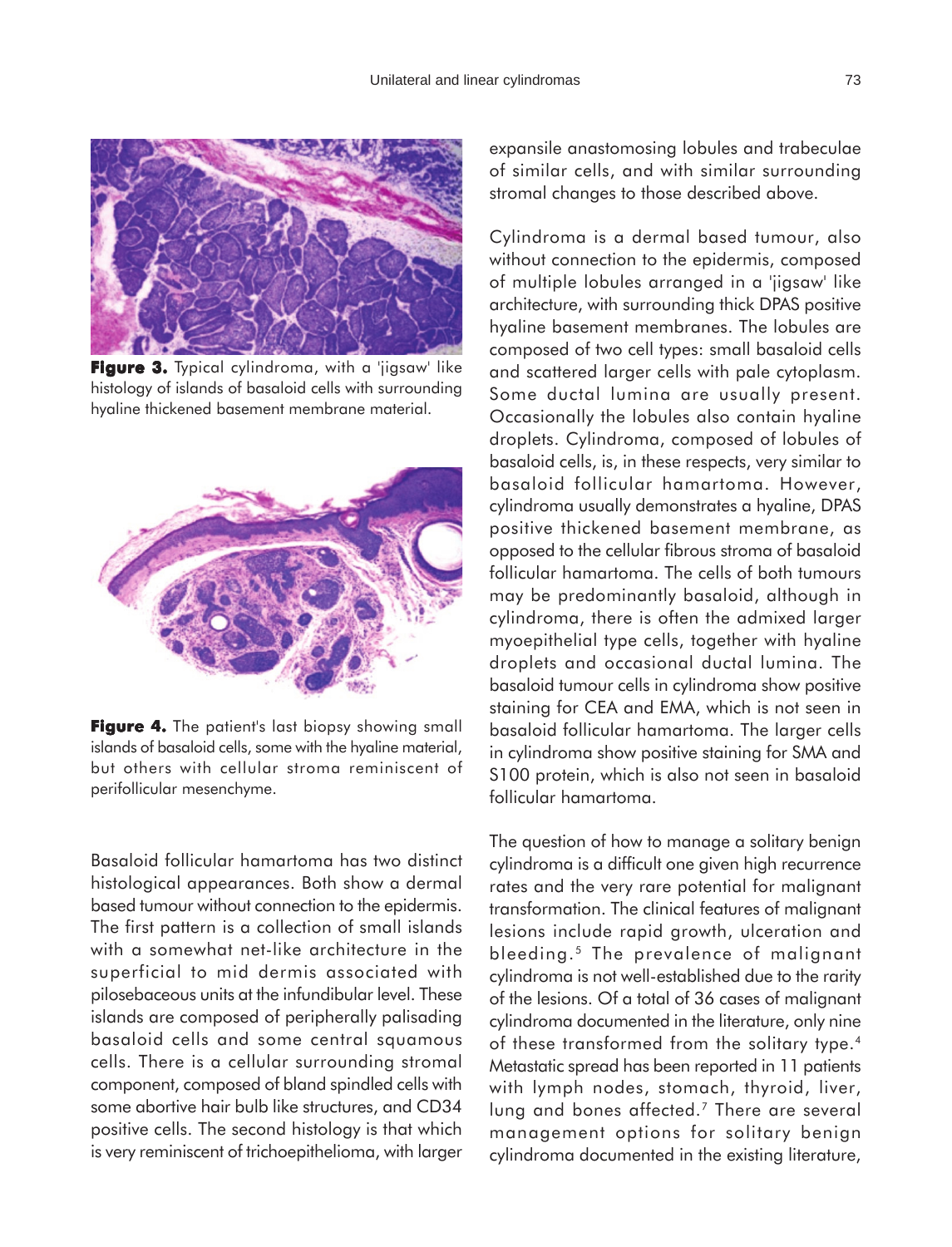**Figure 3.** Typical cylindroma, with a 'jigsaw' like histology of islands of basaloid cells with surrounding hyaline thickened basement membrane material.

**Figure 4.** The patient's last biopsy showing small islands of basaloid cells, some with the hyaline material, but others with cellular stroma reminiscent of perifollicular mesenchyme.

Basaloid follicular hamartoma has two distinct histological appearances. Both show a dermal based tumour without connection to the epidermis. The first pattern is a collection of small islands with a somewhat net-like architecture in the superficial to mid dermis associated with pilosebaceous units at the infundibular level. These islands are composed of peripherally palisading basaloid cells and some central squamous cells. There is a cellular surrounding stromal component, composed of bland spindled cells with some abortive hair bulb like structures, and CD34 positive cells. The second histology is that which is very reminiscent of trichoepithelioma, with larger expansile anastomosing lobules and trabeculae of similar cells, and with similar surrounding stromal changes to those described above.

Cylindroma is a dermal based tumour, also without connection to the epidermis, composed of multiple lobules arranged in a 'jigsaw' like architecture, with surrounding thick DPAS positive hyaline basement membranes. The lobules are composed of two cell types: small basaloid cells and scattered larger cells with pale cytoplasm. Some ductal lumina are usually present. Occasionally the lobules also contain hyaline droplets. Cylindroma, composed of lobules of basaloid cells, is, in these respects, very similar to basaloid follicular hamartoma. However, cylindroma usually demonstrates a hyaline, DPAS positive thickened basement membrane, as opposed to the cellular fibrous stroma of basaloid follicular hamartoma. The cells of both tumours may be predominantly basaloid, although in cylindroma, there is often the admixed larger myoepithelial type cells, together with hyaline droplets and occasional ductal lumina. The basaloid tumour cells in cylindroma show positive staining for CEA and EMA, which is not seen in basaloid follicular hamartoma. The larger cells in cylindroma show positive staining for SMA and S100 protein, which is also not seen in basaloid follicular hamartoma.

The question of how to manage a solitary benign cylindroma is a difficult one given high recurrence rates and the very rare potential for malignant transformation. The clinical features of malignant lesions include rapid growth, ulceration and bleeding.[5] The prevalence of malignant cylindroma is not well-established due to the rarity of the lesions. Of a total of 36 cases of malignant cylindroma documented in the literature, only nine of these transformed from the solitary type.[4] Metastatic spread has been reported in 11 patients with lymph nodes, stomach, thyroid, liver, lung and bones affected.[7] There are several management options for solitary benign cylindroma documented in the existing literature,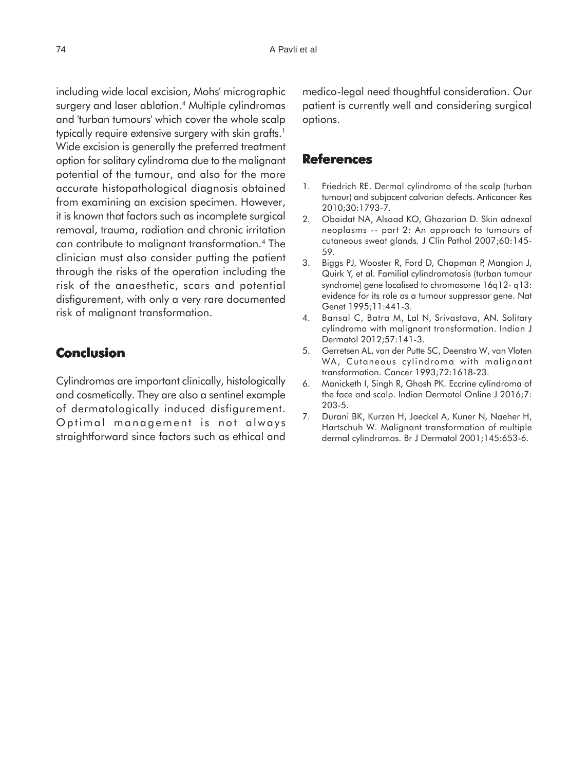including wide local excision, Mohs' micrographic surgery and laser ablation.[4] Multiple cylindromas and 'turban tumours' which cover the whole scalp typically require extensive surgery with skin grafts.[1] Wide excision is generally the preferred treatment option for solitary cylindroma due to the malignant potential of the tumour, and also for the more accurate histopathological diagnosis obtained from examining an excision specimen. However, it is known that factors such as incomplete surgical removal, trauma, radiation and chronic irritation can contribute to malignant transformation.[4] The clinician must also consider putting the patient through the risks of the operation including the risk of the anaesthetic, scars and potential disfigurement, with only a very rare documented risk of malignant transformation.

## Conclusion

Cylindromas are important clinically, histologically and cosmetically. They are also a sentinel example of dermatologically induced disfigurement. Optimal management is not always straightforward since factors such as ethical and medico-legal need thoughtful consideration. Our patient is currently well and considering surgical options.

## References

1. Friedrich RE. Dermal cylindroma of the scalp (turban tumour) and subjacent calvarian defects. Anticancer Res 2010;30:1793-7.
2. Obaidat NA, Alsaad KO, Ghazarian D. Skin adnexal neoplasms -- part 2: An approach to tumours of cutaneous sweat glands. J Clin Pathol 2007;60:145-59.
3. Biggs PJ, Wooster R, Ford D, Chapman P, Mangion J, Quirk Y, et al. Familial cylindromatosis (turban tumour syndrome) gene localised to chromosome 16q12- q13: evidence for its role as a tumour suppressor gene. Nat Genet 1995;11:441-3.
4. Bansal C, Batra M, Lal N, Srivastava, AN. Solitary cylindroma with malignant transformation. Indian J Dermatol 2012;57:141-3.
5. Gerretsen AL, van der Putte SC, Deenstra W, van Vloten WA, Cutaneous cylindroma with malignant transformation. Cancer 1993;72:1618-23.
6. Manicketh I, Singh R, Ghosh PK. Eccrine cylindroma of the face and scalp. Indian Dermatol Online J 2016;7: 203-5.
7. Durani BK, Kurzen H, Jaeckel A, Kuner N, Naeher H, Hartschuh W. Malignant transformation of multiple dermal cylindromas. Br J Dermatol 2001;145:653-6.